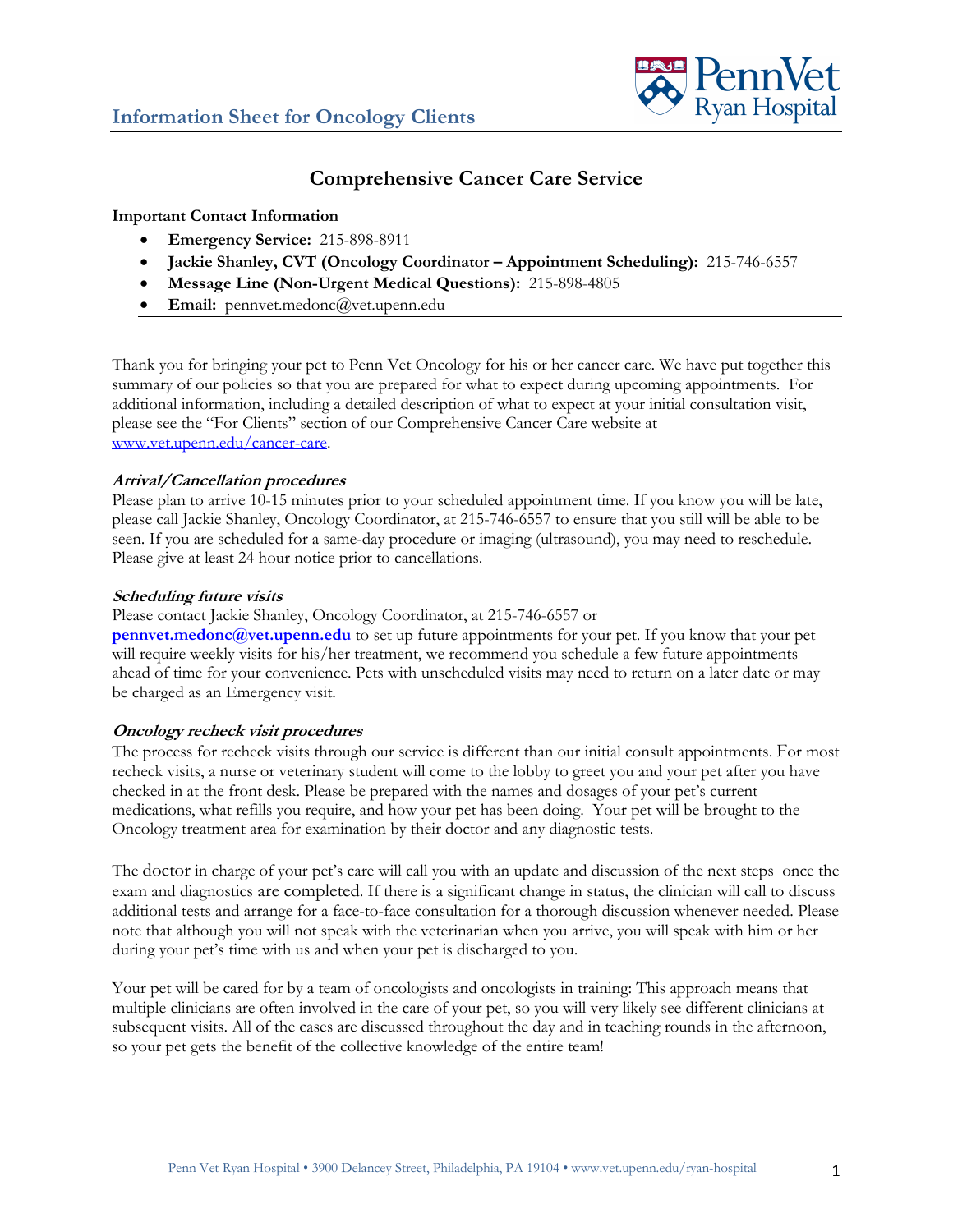## Information Sheet for Oncology Clients

PennVet Ryan Hospital

# Comprehensive Cancer Care Service

**Important Contact Information**

- **Emergency Service:** 215-898-8911
- **Jackie Shanley, CVT (Oncology Coordinator – Appointment Scheduling):** 215-746-6557
- **Message Line (Non-Urgent Medical Questions):** 215-898-4805
- **Email:** pennvet.medonc@vet.upenn.edu

Thank you for bringing your pet to Penn Vet Oncology for his or her cancer care. We have put together this summary of our policies so that you are prepared for what to expect during upcoming appointments. For additional information, including a detailed description of what to expect at your initial consultation visit, please see the "For Clients" section of our Comprehensive Cancer Care website at www.vet.upenn.edu/cancer-care.

### *Arrival/Cancellation procedures*

Please plan to arrive 10-15 minutes prior to your scheduled appointment time. If you know you will be late, please call Jackie Shanley, Oncology Coordinator, at 215-746-6557 to ensure that you still will be able to be seen. If you are scheduled for a same-day procedure or imaging (ultrasound), you may need to reschedule. Please give at least 24 hour notice prior to cancellations.

### *Scheduling future visits*

Please contact Jackie Shanley, Oncology Coordinator, at 215-746-6557 or **pennvet.medonc@vet.upenn.edu** to set up future appointments for your pet. If you know that your pet will require weekly visits for his/her treatment, we recommend you schedule a few future appointments ahead of time for your convenience. Pets with unscheduled visits may need to return on a later date or may be charged as an Emergency visit.

### *Oncology recheck visit procedures*

The process for recheck visits through our service is different than our initial consult appointments. For most recheck visits, a nurse or veterinary student will come to the lobby to greet you and your pet after you have checked in at the front desk. Please be prepared with the names and dosages of your pet's current medications, what refills you require, and how your pet has been doing. Your pet will be brought to the Oncology treatment area for examination by their doctor and any diagnostic tests.

The doctor in charge of your pet's care will call you with an update and discussion of the next steps once the exam and diagnostics are completed. If there is a significant change in status, the clinician will call to discuss additional tests and arrange for a face-to-face consultation for a thorough discussion whenever needed. Please note that although you will not speak with the veterinarian when you arrive, you will speak with him or her during your pet's time with us and when your pet is discharged to you.

Your pet will be cared for by a team of oncologists and oncologists in training: This approach means that multiple clinicians are often involved in the care of your pet, so you will very likely see different clinicians at subsequent visits. All of the cases are discussed throughout the day and in teaching rounds in the afternoon, so your pet gets the benefit of the collective knowledge of the entire team!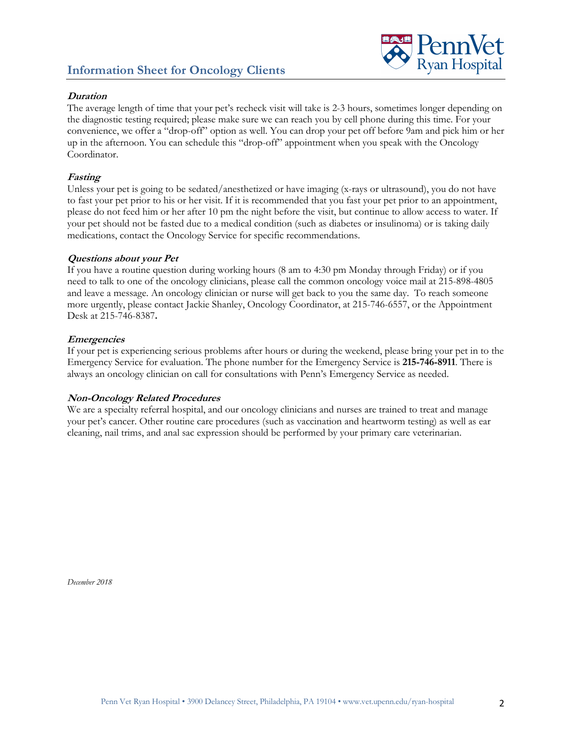## Information Sheet for Oncology Clients

### *Duration*

The average length of time that your pet's recheck visit will take is 2-3 hours, sometimes longer depending on the diagnostic testing required; please make sure we can reach you by cell phone during this time. For your convenience, we offer a "drop-off" option as well. You can drop your pet off before 9am and pick him or her up in the afternoon. You can schedule this "drop-off" appointment when you speak with the Oncology Coordinator.

### *Fasting*

Unless your pet is going to be sedated/anesthetized or have imaging (x-rays or ultrasound), you do not have to fast your pet prior to his or her visit. If it is recommended that you fast your pet prior to an appointment, please do not feed him or her after 10 pm the night before the visit, but continue to allow access to water. If your pet should not be fasted due to a medical condition (such as diabetes or insulinoma) or is taking daily medications, contact the Oncology Service for specific recommendations.

### *Questions about your Pet*

If you have a routine question during working hours (8 am to 4:30 pm Monday through Friday) or if you need to talk to one of the oncology clinicians, please call the common oncology voice mail at 215-898-4805 and leave a message. An oncology clinician or nurse will get back to you the same day. To reach someone more urgently, please contact Jackie Shanley, Oncology Coordinator, at 215-746-6557, or the Appointment Desk at 215-746-8387.

### *Emergencies*

If your pet is experiencing serious problems after hours or during the weekend, please bring your pet in to the Emergency Service for evaluation. The phone number for the Emergency Service is **215-746-8911**. There is always an oncology clinician on call for consultations with Penn's Emergency Service as needed.

### *Non-Oncology Related Procedures*

We are a specialty referral hospital, and our oncology clinicians and nurses are trained to treat and manage your pet's cancer. Other routine care procedures (such as vaccination and heartworm testing) as well as ear cleaning, nail trims, and anal sac expression should be performed by your primary care veterinarian.

*December 2018*

Penn Vet Ryan Hospital • 3900 Delancey Street, Philadelphia, PA 19104 • www.vet.upenn.edu/ryan-hospital